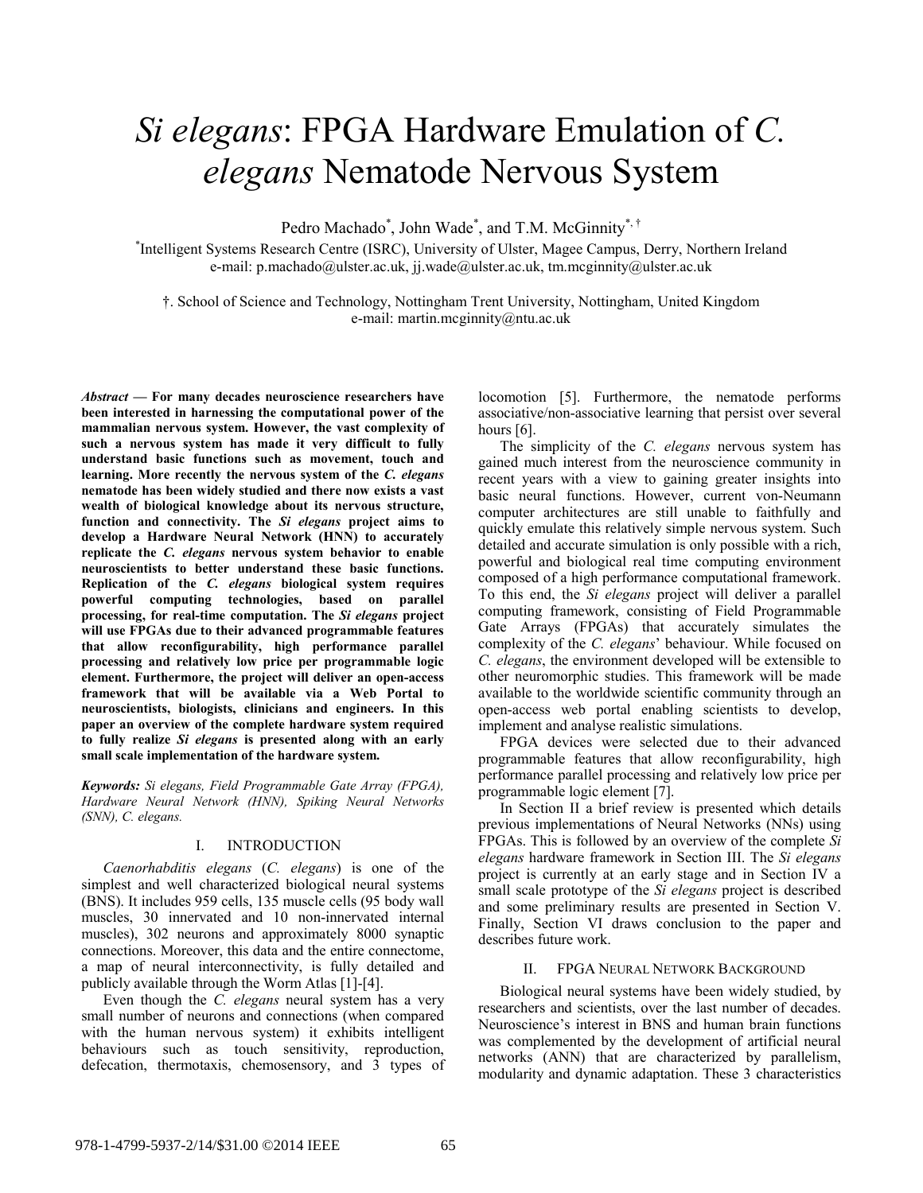# *Si elegans*: FPGA Hardware Emulation of *C. elegans* Nematode Nervous System

Pedro Machado[*], John Wade[*], and T.M. McGinnity[*, †]

[*]Intelligent Systems Research Centre (ISRC), University of Ulster, Magee Campus, Derry, Northern Ireland
e-mail: p.machado@ulster.ac.uk, jj.wade@ulster.ac.uk, tm.mcginnity@ulster.ac.uk

†. School of Science and Technology, Nottingham Trent University, Nottingham, United Kingdom
e-mail: martin.mcginnity@ntu.ac.uk

***Abstract* — For many decades neuroscience researchers have been interested in harnessing the computational power of the mammalian nervous system. However, the vast complexity of such a nervous system has made it very difficult to fully understand basic functions such as movement, touch and learning. More recently the nervous system of the *C. elegans* nematode has been widely studied and there now exists a vast wealth of biological knowledge about its nervous structure, function and connectivity. The *Si elegans* project aims to develop a Hardware Neural Network (HNN) to accurately replicate the *C. elegans* nervous system behavior to enable neuroscientists to better understand these basic functions. Replication of the *C. elegans* biological system requires powerful computing technologies, based on parallel processing, for real-time computation. The *Si elegans* project will use FPGAs due to their advanced programmable features that allow reconfigurability, high performance parallel processing and relatively low price per programmable logic element. Furthermore, the project will deliver an open-access framework that will be available via a Web Portal to neuroscientists, biologists, clinicians and engineers. In this paper an overview of the complete hardware system required to fully realize *Si elegans* is presented along with an early small scale implementation of the hardware system.**

***Keywords:*** *Si elegans, Field Programmable Gate Array (FPGA), Hardware Neural Network (HNN), Spiking Neural Networks (SNN), C. elegans.*

## I. INTRODUCTION

*Caenorhabditis elegans* (*C. elegans*) is one of the simplest and well characterized biological neural systems (BNS). It includes 959 cells, 135 muscle cells (95 body wall muscles, 30 innervated and 10 non-innervated internal muscles), 302 neurons and approximately 8000 synaptic connections. Moreover, this data and the entire connectome, a map of neural interconnectivity, is fully detailed and publicly available through the Worm Atlas [1]-[4].

Even though the *C. elegans* neural system has a very small number of neurons and connections (when compared with the human nervous system) it exhibits intelligent behaviours such as touch sensitivity, reproduction, defecation, thermotaxis, chemosensory, and 3 types of locomotion [5]. Furthermore, the nematode performs associative/non-associative learning that persist over several hours [6].

The simplicity of the *C. elegans* nervous system has gained much interest from the neuroscience community in recent years with a view to gaining greater insights into basic neural functions. However, current von-Neumann computer architectures are still unable to faithfully and quickly emulate this relatively simple nervous system. Such detailed and accurate simulation is only possible with a rich, powerful and biological real time computing environment composed of a high performance computational framework. To this end, the *Si elegans* project will deliver a parallel computing framework, consisting of Field Programmable Gate Arrays (FPGAs) that accurately simulates the complexity of the *C. elegans*' behaviour. While focused on *C. elegans*, the environment developed will be extensible to other neuromorphic studies. This framework will be made available to the worldwide scientific community through an open-access web portal enabling scientists to develop, implement and analyse realistic simulations.

FPGA devices were selected due to their advanced programmable features that allow reconfigurability, high performance parallel processing and relatively low price per programmable logic element [7].

In Section II a brief review is presented which details previous implementations of Neural Networks (NNs) using FPGAs. This is followed by an overview of the complete *Si elegans* hardware framework in Section III. The *Si elegans* project is currently at an early stage and in Section IV a small scale prototype of the *Si elegans* project is described and some preliminary results are presented in Section V. Finally, Section VI draws conclusion to the paper and describes future work.

## II. FPGA NEURAL NETWORK BACKGROUND

Biological neural systems have been widely studied, by researchers and scientists, over the last number of decades. Neuroscience's interest in BNS and human brain functions was complemented by the development of artificial neural networks (ANN) that are characterized by parallelism, modularity and dynamic adaptation. These 3 characteristics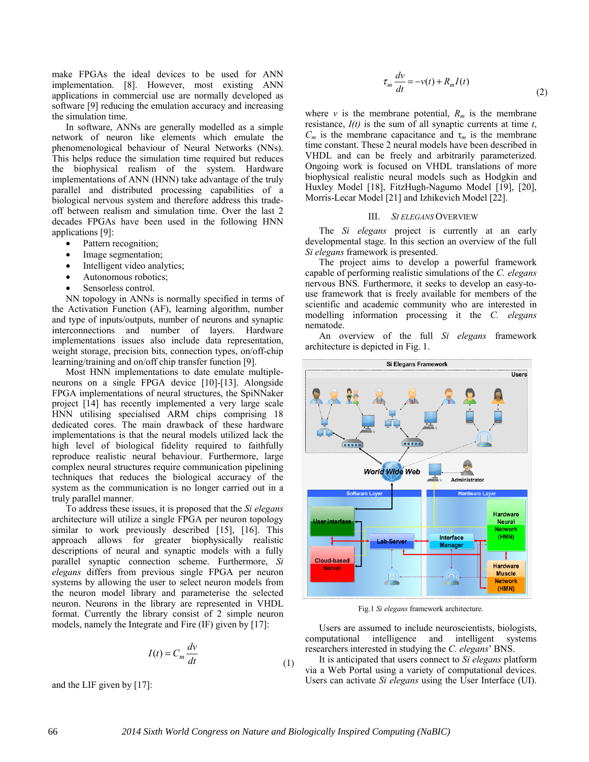make FPGAs the ideal devices to be used for ANN implementation. [8]. However, most existing ANN applications in commercial use are normally developed as software [9] reducing the emulation accuracy and increasing the simulation time.

In software, ANNs are generally modelled as a simple network of neuron like elements which emulate the phenomenological behaviour of Neural Networks (NNs). This helps reduce the simulation time required but reduces the biophysical realism of the system. Hardware implementations of ANN (HNN) take advantage of the truly parallel and distributed processing capabilities of a biological nervous system and therefore address this trade-off between realism and simulation time. Over the last 2 decades FPGAs have been used in the following HNN applications [9]:

- Pattern recognition;
- Image segmentation;
- Intelligent video analytics;
- Autonomous robotics;
- Sensorless control.

NN topology in ANNs is normally specified in terms of the Activation Function (AF), learning algorithm, number and type of inputs/outputs, number of neurons and synaptic interconnections and number of layers. Hardware implementations issues also include data representation, weight storage, precision bits, connection types, on/off-chip learning/training and on/off chip transfer function [9].

Most HNN implementations to date emulate multiple-neurons on a single FPGA device [10]-[13]. Alongside FPGA implementations of neural structures, the SpiNNaker project [14] has recently implemented a very large scale HNN utilising specialised ARM chips comprising 18 dedicated cores. The main drawback of these hardware implementations is that the neural models utilized lack the high level of biological fidelity required to faithfully reproduce realistic neural behaviour. Furthermore, large complex neural structures require communication pipelining techniques that reduces the biological accuracy of the system as the communication is no longer carried out in a truly parallel manner.

To address these issues, it is proposed that the *Si elegans* architecture will utilize a single FPGA per neuron topology similar to work previously described [15], [16]. This approach allows for greater biophysically realistic descriptions of neural and synaptic models with a fully parallel synaptic connection scheme. Furthermore, *Si elegans* differs from previous single FPGA per neuron systems by allowing the user to select neuron models from the neuron model library and parameterise the selected neuron. Neurons in the library are represented in VHDL format. Currently the library consist of 2 simple neuron models, namely the Integrate and Fire (IF) given by [17]:

$$I(t) = C_m \frac{dv}{dt} \tag{1}$$

and the LIF given by [17]:

$$\tau_m \frac{dv}{dt} = -v(t) + R_m I(t) \tag{2}$$

where $v$ is the membrane potential, $R_m$ is the membrane resistance, $I(t)$ is the sum of all synaptic currents at time $t$, $C_m$ is the membrane capacitance and $\tau_m$ is the membrane time constant. These 2 neural models have been described in VHDL and can be freely and arbitrarily parameterized. Ongoing work is focused on VHDL translations of more biophysical realistic neural models such as Hodgkin and Huxley Model [18], FitzHugh-Nagumo Model [19], [20], Morris-Lecar Model [21] and Izhikevich Model [22].

## III. *Si elegans* Overview

The *Si elegans* project is currently at an early developmental stage. In this section an overview of the full *Si elegans* framework is presented.

The project aims to develop a powerful framework capable of performing realistic simulations of the *C. elegans* nervous BNS. Furthermore, it seeks to develop an easy-to-use framework that is freely available for members of the scientific and academic community who are interested in modelling information processing it the *C. elegans* nematode.

An overview of the full *Si elegans* framework architecture is depicted in Fig. 1.

Fig.1 *Si elegans* framework architecture.

Users are assumed to include neuroscientists, biologists, computational intelligence and intelligent systems researchers interested in studying the *C. elegans*' BNS.

It is anticipated that users connect to *Si elegans* platform via a Web Portal using a variety of computational devices. Users can activate *Si elegans* using the User Interface (UI).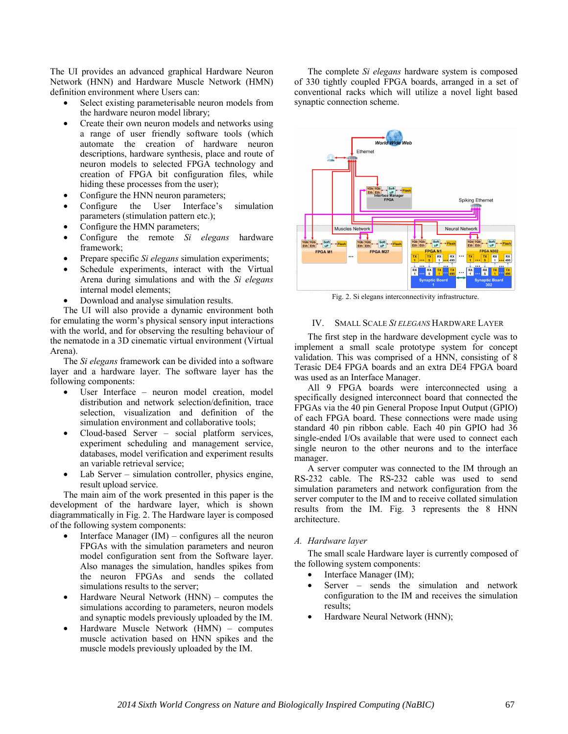The UI provides an advanced graphical Hardware Neuron Network (HNN) and Hardware Muscle Network (HMN) definition environment where Users can:

- Select existing parameterisable neuron models from the hardware neuron model library;
- Create their own neuron models and networks using a range of user friendly software tools (which automate the creation of hardware neuron descriptions, hardware synthesis, place and route of neuron models to selected FPGA technology and creation of FPGA bit configuration files, while hiding these processes from the user);
- Configure the HNN neuron parameters;
- Configure the User Interface's simulation parameters (stimulation pattern etc.);
- Configure the HMN parameters;
- Configure the remote *Si elegans* hardware framework;
- Prepare specific *Si elegans* simulation experiments;
- Schedule experiments, interact with the Virtual Arena during simulations and with the *Si elegans* internal model elements;
- Download and analyse simulation results.

The UI will also provide a dynamic environment both for emulating the worm's physical sensory input interactions with the world, and for observing the resulting behaviour of the nematode in a 3D cinematic virtual environment (Virtual Arena).

The *Si elegans* framework can be divided into a software layer and a hardware layer. The software layer has the following components:

- User Interface – neuron model creation, model distribution and network selection/definition, trace selection, visualization and definition of the simulation environment and collaborative tools;
- Cloud-based Server – social platform services, experiment scheduling and management service, databases, model verification and experiment results an variable retrieval service;
- Lab Server – simulation controller, physics engine, result upload service.

The main aim of the work presented in this paper is the development of the hardware layer, which is shown diagrammatically in Fig. 2. The Hardware layer is composed of the following system components:

- Interface Manager (IM) – configures all the neuron FPGAs with the simulation parameters and neuron model configuration sent from the Software layer. Also manages the simulation, handles spikes from the neuron FPGAs and sends the collated simulations results to the server;
- Hardware Neural Network (HNN) – computes the simulations according to parameters, neuron models and synaptic models previously uploaded by the IM.
- Hardware Muscle Network (HMN) – computes muscle activation based on HNN spikes and the muscle models previously uploaded by the IM.

The complete *Si elegans* hardware system is composed of 330 tightly coupled FPGA boards, arranged in a set of conventional racks which will utilize a novel light based synaptic connection scheme.

Fig. 2. Si elegans interconnectivity infrastructure.

## IV. Small Scale *Si elegans* Hardware Layer

The first step in the hardware development cycle was to implement a small scale prototype system for concept validation. This was comprised of a HNN, consisting of 8 Terasic DE4 FPGA boards and an extra DE4 FPGA board was used as an Interface Manager.

All 9 FPGA boards were interconnected using a specifically designed interconnect board that connected the FPGAs via the 40 pin General Propose Input Output (GPIO) of each FPGA board. These connections were made using standard 40 pin ribbon cable. Each 40 pin GPIO had 36 single-ended I/Os available that were used to connect each single neuron to the other neurons and to the interface manager.

A server computer was connected to the IM through an RS-232 cable. The RS-232 cable was used to send simulation parameters and network configuration from the server computer to the IM and to receive collated simulation results from the IM. Fig. 3 represents the 8 HNN architecture.

### *A. Hardware layer*

The small scale Hardware layer is currently composed of the following system components:

- Interface Manager (IM);
- Server – sends the simulation and network configuration to the IM and receives the simulation results;
- Hardware Neural Network (HNN);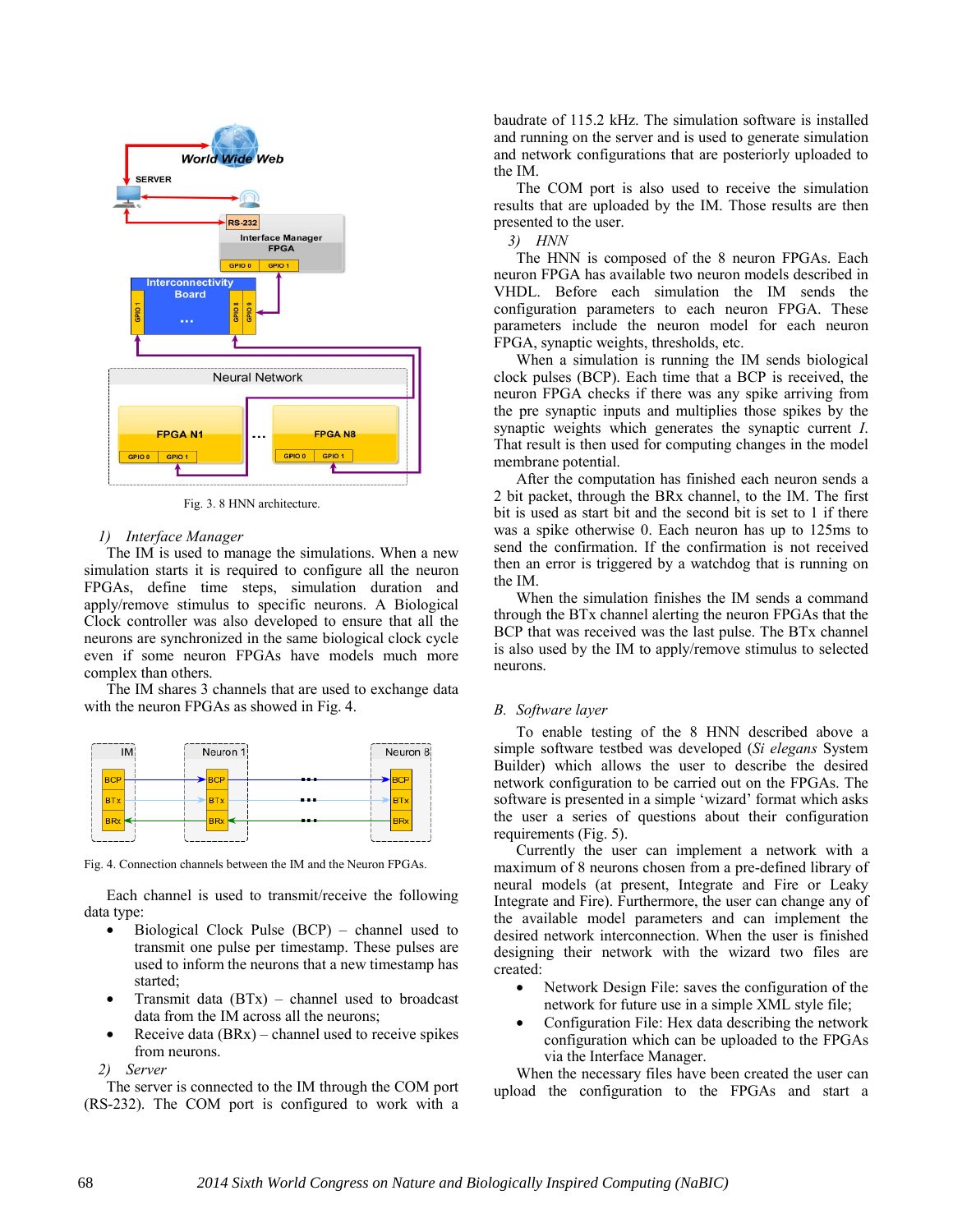Fig. 3. 8 HNN architecture.

*1) Interface Manager*

The IM is used to manage the simulations. When a new simulation starts it is required to configure all the neuron FPGAs, define time steps, simulation duration and apply/remove stimulus to specific neurons. A Biological Clock controller was also developed to ensure that all the neurons are synchronized in the same biological clock cycle even if some neuron FPGAs have models much more complex than others.

The IM shares 3 channels that are used to exchange data with the neuron FPGAs as showed in Fig. 4.

Fig. 4. Connection channels between the IM and the Neuron FPGAs.

Each channel is used to transmit/receive the following data type:

- Biological Clock Pulse (BCP) – channel used to transmit one pulse per timestamp. These pulses are used to inform the neurons that a new timestamp has started;
- Transmit data (BTx) – channel used to broadcast data from the IM across all the neurons;
- Receive data (BRx) – channel used to receive spikes from neurons.

*2) Server*

The server is connected to the IM through the COM port (RS-232). The COM port is configured to work with a baudrate of 115.2 kHz. The simulation software is installed and running on the server and is used to generate simulation and network configurations that are posteriorly uploaded to the IM.

The COM port is also used to receive the simulation results that are uploaded by the IM. Those results are then presented to the user.

*3) HNN*

The HNN is composed of the 8 neuron FPGAs. Each neuron FPGA has available two neuron models described in VHDL. Before each simulation the IM sends the configuration parameters to each neuron FPGA. These parameters include the neuron model for each neuron FPGA, synaptic weights, thresholds, etc.

When a simulation is running the IM sends biological clock pulses (BCP). Each time that a BCP is received, the neuron FPGA checks if there was any spike arriving from the pre synaptic inputs and multiplies those spikes by the synaptic weights which generates the synaptic current *I*. That result is then used for computing changes in the model membrane potential.

After the computation has finished each neuron sends a 2 bit packet, through the BRx channel, to the IM. The first bit is used as start bit and the second bit is set to 1 if there was a spike otherwise 0. Each neuron has up to 125ms to send the confirmation. If the confirmation is not received then an error is triggered by a watchdog that is running on the IM.

When the simulation finishes the IM sends a command through the BTx channel alerting the neuron FPGAs that the BCP that was received was the last pulse. The BTx channel is also used by the IM to apply/remove stimulus to selected neurons.

## *B. Software layer*

To enable testing of the 8 HNN described above a simple software testbed was developed (*Si elegans* System Builder) which allows the user to describe the desired network configuration to be carried out on the FPGAs. The software is presented in a simple 'wizard' format which asks the user a series of questions about their configuration requirements (Fig. 5).

Currently the user can implement a network with a maximum of 8 neurons chosen from a pre-defined library of neural models (at present, Integrate and Fire or Leaky Integrate and Fire). Furthermore, the user can change any of the available model parameters and can implement the desired network interconnection. When the user is finished designing their network with the wizard two files are created:

- Network Design File: saves the configuration of the network for future use in a simple XML style file;
- Configuration File: Hex data describing the network configuration which can be uploaded to the FPGAs via the Interface Manager.

When the necessary files have been created the user can upload the configuration to the FPGAs and start a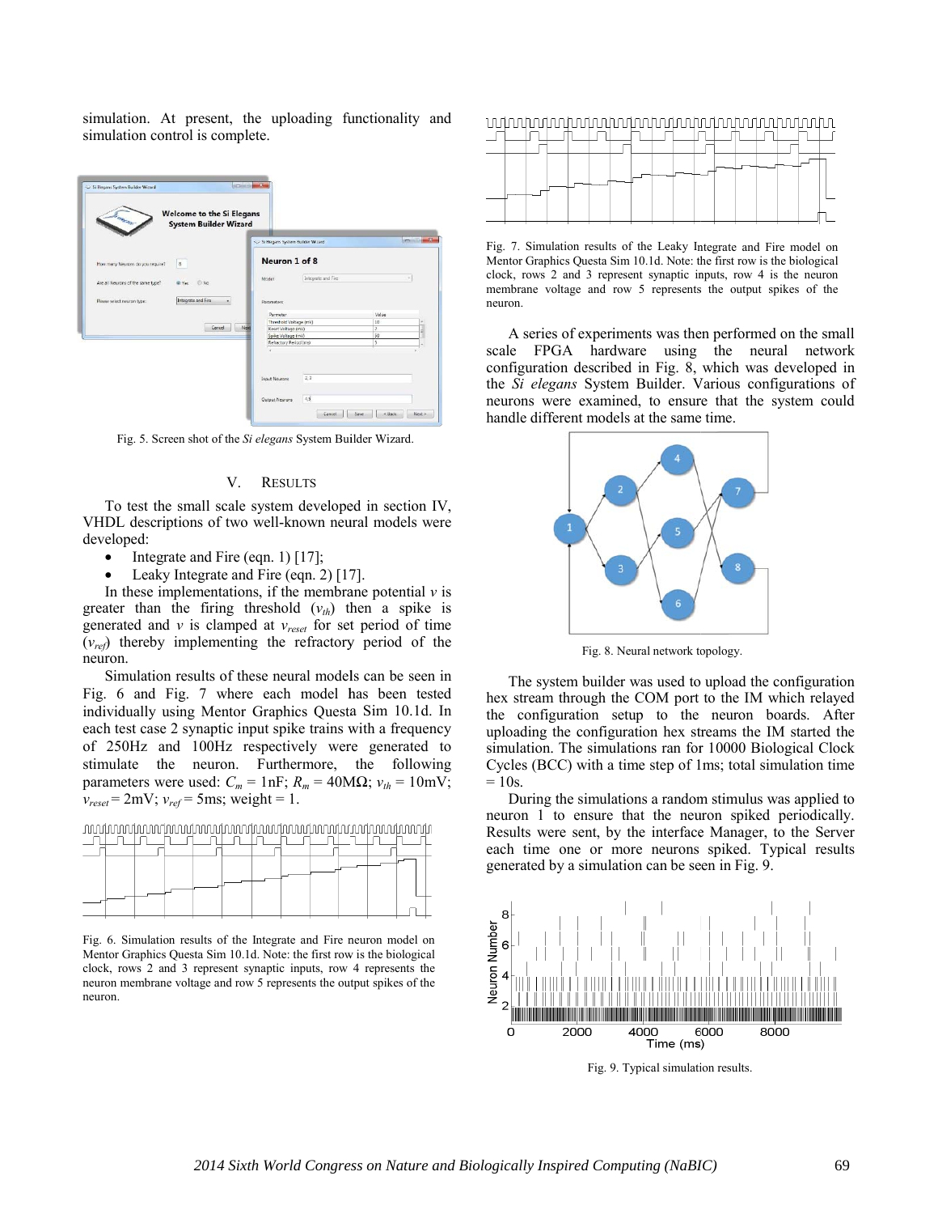simulation. At present, the uploading functionality and simulation control is complete.

Fig. 5. Screen shot of the *Si elegans* System Builder Wizard.

## V. Results

To test the small scale system developed in section IV, VHDL descriptions of two well-known neural models were developed:

- Integrate and Fire (eqn. 1) [17];
- Leaky Integrate and Fire (eqn. 2) [17].

In these implementations, if the membrane potential $v$ is greater than the firing threshold ($v_{th}$) then a spike is generated and $v$ is clamped at $v_{reset}$ for set period of time ($v_{ref}$) thereby implementing the refractory period of the neuron.

Simulation results of these neural models can be seen in Fig. 6 and Fig. 7 where each model has been tested individually using Mentor Graphics Questa Sim 10.1d. In each test case 2 synaptic input spike trains with a frequency of 250Hz and 100Hz respectively were generated to stimulate the neuron. Furthermore, the following parameters were used: $C_m$ = 1nF; $R_m$ = 40MΩ; $v_{th}$ = 10mV; $v_{reset}$ = 2mV; $v_{ref}$ = 5ms; weight = 1.

Fig. 6. Simulation results of the Integrate and Fire neuron model on Mentor Graphics Questa Sim 10.1d. Note: the first row is the biological clock, rows 2 and 3 represent synaptic inputs, row 4 represents the neuron membrane voltage and row 5 represents the output spikes of the neuron.

Fig. 7. Simulation results of the Leaky Integrate and Fire model on Mentor Graphics Questa Sim 10.1d. Note: the first row is the biological clock, rows 2 and 3 represent synaptic inputs, row 4 is the neuron membrane voltage and row 5 represents the output spikes of the neuron.

A series of experiments was then performed on the small scale FPGA hardware using the neural network configuration described in Fig. 8, which was developed in the *Si elegans* System Builder. Various configurations of neurons were examined, to ensure that the system could handle different models at the same time.

Fig. 8. Neural network topology.

The system builder was used to upload the configuration hex stream through the COM port to the IM which relayed the configuration setup to the neuron boards. After uploading the configuration hex streams the IM started the simulation. The simulations ran for 10000 Biological Clock Cycles (BCC) with a time step of 1ms; total simulation time = 10s.

During the simulations a random stimulus was applied to neuron 1 to ensure that the neuron spiked periodically. Results were sent, by the interface Manager, to the Server each time one or more neurons spiked. Typical results generated by a simulation can be seen in Fig. 9.

Fig. 9. Typical simulation results.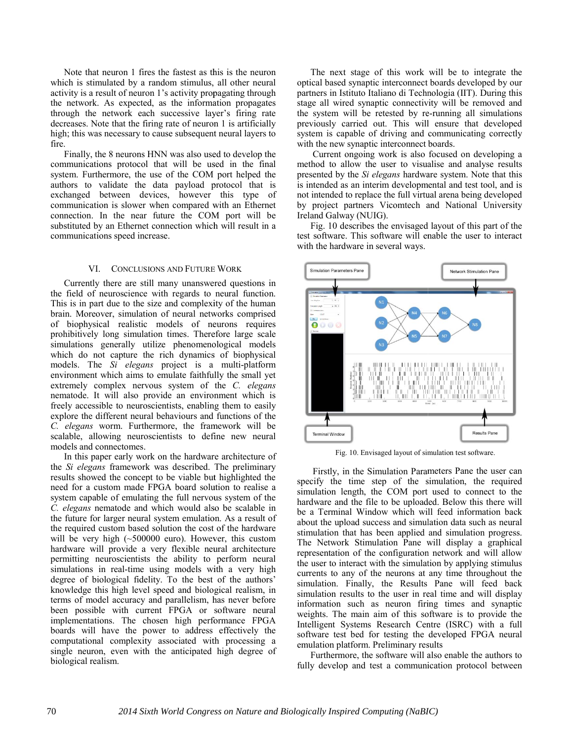Note that neuron 1 fires the fastest as this is the neuron which is stimulated by a random stimulus, all other neural activity is a result of neuron 1's activity propagating through the network. As expected, as the information propagates through the network each successive layer's firing rate decreases. Note that the firing rate of neuron 1 is artificially high; this was necessary to cause subsequent neural layers to fire.

Finally, the 8 neurons HNN was also used to develop the communications protocol that will be used in the final system. Furthermore, the use of the COM port helped the authors to validate the data payload protocol that is exchanged between devices, however this type of communication is slower when compared with an Ethernet connection. In the near future the COM port will be substituted by an Ethernet connection which will result in a communications speed increase.

## VI. Conclusions and Future Work

Currently there are still many unanswered questions in the field of neuroscience with regards to neural function. This is in part due to the size and complexity of the human brain. Moreover, simulation of neural networks comprised of biophysical realistic models of neurons requires prohibitively long simulation times. Therefore large scale simulations generally utilize phenomenological models which do not capture the rich dynamics of biophysical models. The *Si elegans* project is a multi-platform environment which aims to emulate faithfully the small yet extremely complex nervous system of the *C. elegans* nematode. It will also provide an environment which is freely accessible to neuroscientists, enabling them to easily explore the different neural behaviours and functions of the *C. elegans* worm. Furthermore, the framework will be scalable, allowing neuroscientists to define new neural models and connectomes.

In this paper early work on the hardware architecture of the *Si elegans* framework was described. The preliminary results showed the concept to be viable but highlighted the need for a custom made FPGA board solution to realise a system capable of emulating the full nervous system of the *C. elegans* nematode and which would also be scalable in the future for larger neural system emulation. As a result of the required custom based solution the cost of the hardware will be very high (~500000 euro). However, this custom hardware will provide a very flexible neural architecture permitting neuroscientists the ability to perform neural simulations in real-time using models with a very high degree of biological fidelity. To the best of the authors' knowledge this high level speed and biological realism, in terms of model accuracy and parallelism, has never before been possible with current FPGA or software neural implementations. The chosen high performance FPGA boards will have the power to address effectively the computational complexity associated with processing a single neuron, even with the anticipated high degree of biological realism.

The next stage of this work will be to integrate the optical based synaptic interconnect boards developed by our partners in Istituto Italiano di Technologia (IIT). During this stage all wired synaptic connectivity will be removed and the system will be retested by re-running all simulations previously carried out. This will ensure that developed system is capable of driving and communicating correctly with the new synaptic interconnect boards.

Current ongoing work is also focused on developing a method to allow the user to visualise and analyse results presented by the *Si elegans* hardware system. Note that this is intended as an interim developmental and test tool, and is not intended to replace the full virtual arena being developed by project partners Vicomtech and National University Ireland Galway (NUIG).

Fig. 10 describes the envisaged layout of this part of the test software. This software will enable the user to interact with the hardware in several ways.

Fig. 10. Envisaged layout of simulation test software.

Firstly, in the Simulation Parameters Pane the user can specify the time step of the simulation, the required simulation length, the COM port used to connect to the hardware and the file to be uploaded. Below this there will be a Terminal Window which will feed information back about the upload success and simulation data such as neural stimulation that has been applied and simulation progress. The Network Stimulation Pane will display a graphical representation of the configuration network and will allow the user to interact with the simulation by applying stimulus currents to any of the neurons at any time throughout the simulation. Finally, the Results Pane will feed back simulation results to the user in real time and will display information such as neuron firing times and synaptic weights. The main aim of this software is to provide the Intelligent Systems Research Centre (ISRC) with a full software test bed for testing the developed FPGA neural emulation platform. Preliminary results

Furthermore, the software will also enable the authors to fully develop and test a communication protocol between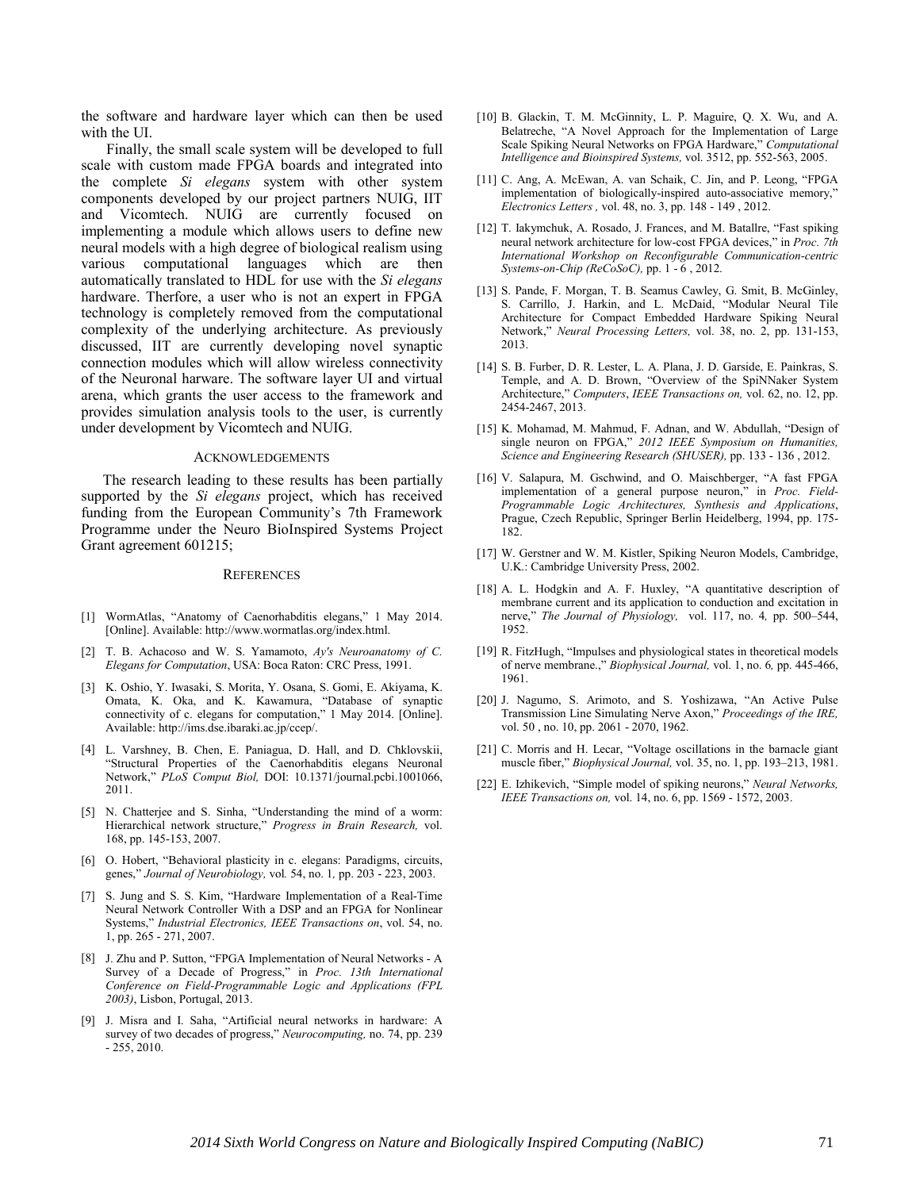the software and hardware layer which can then be used with the UI.

Finally, the small scale system will be developed to full scale with custom made FPGA boards and integrated into the complete *Si elegans* system with other system components developed by our project partners NUIG, IIT and Vicomtech. NUIG are currently focused on implementing a module which allows users to define new neural models with a high degree of biological realism using various computational languages which are then automatically translated to HDL for use with the *Si elegans* hardware. Therfore, a user who is not an expert in FPGA technology is completely removed from the computational complexity of the underlying architecture. As previously discussed, IIT are currently developing novel synaptic connection modules which will allow wireless connectivity of the Neuronal harware. The software layer UI and virtual arena, which grants the user access to the framework and provides simulation analysis tools to the user, is currently under development by Vicomtech and NUIG.

## Acknowledgements

The research leading to these results has been partially supported by the *Si elegans* project, which has received funding from the European Community's 7th Framework Programme under the Neuro BioInspired Systems Project Grant agreement 601215;

## References

[1] WormAtlas, "Anatomy of Caenorhabditis elegans," 1 May 2014. [Online]. Available: http://www.wormatlas.org/index.html.

[2] T. B. Achacoso and W. S. Yamamoto, *Ay's Neuroanatomy of C. Elegans for Computation*, USA: Boca Raton: CRC Press, 1991.

[3] K. Oshio, Y. Iwasaki, S. Morita, Y. Osana, S. Gomi, E. Akiyama, K. Omata, K. Oka, and K. Kawamura, "Database of synaptic connectivity of c. elegans for computation," 1 May 2014. [Online]. Available: http://ims.dse.ibaraki.ac.jp/ccep/.

[4] L. Varshney, B. Chen, E. Paniagua, D. Hall, and D. Chklovskii, "Structural Properties of the Caenorhabditis elegans Neuronal Network," *PLoS Comput Biol,* DOI: 10.1371/journal.pcbi.1001066, 2011.

[5] N. Chatterjee and S. Sinha, "Understanding the mind of a worm: Hierarchical network structure," *Progress in Brain Research,* vol. 168, pp. 145-153, 2007.

[6] O. Hobert, "Behavioral plasticity in c. elegans: Paradigms, circuits, genes," *Journal of Neurobiology,* vol. 54, no. 1, pp. 203 - 223, 2003.

[7] S. Jung and S. S. Kim, "Hardware Implementation of a Real-Time Neural Network Controller With a DSP and an FPGA for Nonlinear Systems," *Industrial Electronics, IEEE Transactions on*, vol. 54, no. 1, pp. 265 - 271, 2007.

[8] J. Zhu and P. Sutton, "FPGA Implementation of Neural Networks - A Survey of a Decade of Progress," in *Proc. 13th International Conference on Field-Programmable Logic and Applications (FPL 2003)*, Lisbon, Portugal, 2013.

[9] J. Misra and I. Saha, "Artificial neural networks in hardware: A survey of two decades of progress," *Neurocomputing,* no. 74, pp. 239 - 255, 2010.

[10] B. Glackin, T. M. McGinnity, L. P. Maguire, Q. X. Wu, and A. Belatreche, "A Novel Approach for the Implementation of Large Scale Spiking Neural Networks on FPGA Hardware," *Computational Intelligence and Bioinspired Systems,* vol. 3512, pp. 552-563, 2005.

[11] C. Ang, A. McEwan, A. van Schaik, C. Jin, and P. Leong, "FPGA implementation of biologically-inspired auto-associative memory," *Electronics Letters ,* vol. 48, no. 3, pp. 148 - 149 , 2012.

[12] T. Iakymchuk, A. Rosado, J. Frances, and M. Batallre, "Fast spiking neural network architecture for low-cost FPGA devices," in *Proc. 7th International Workshop on Reconfigurable Communication-centric Systems-on-Chip (ReCoSoC),* pp. 1 - 6 , 2012.

[13] S. Pande, F. Morgan, T. B. Seamus Cawley, G. Smit, B. McGinley, S. Carrillo, J. Harkin, and L. McDaid, "Modular Neural Tile Architecture for Compact Embedded Hardware Spiking Neural Network," *Neural Processing Letters,* vol. 38, no. 2, pp. 131-153, 2013.

[14] S. B. Furber, D. R. Lester, L. A. Plana, J. D. Garside, E. Painkras, S. Temple, and A. D. Brown, "Overview of the SpiNNaker System Architecture," *Computers*, *IEEE Transactions on,* vol. 62, no. 12, pp. 2454-2467, 2013.

[15] K. Mohamad, M. Mahmud, F. Adnan, and W. Abdullah, "Design of single neuron on FPGA," *2012 IEEE Symposium on Humanities, Science and Engineering Research (SHUSER),* pp. 133 - 136 , 2012.

[16] V. Salapura, M. Gschwind, and O. Maischberger, "A fast FPGA implementation of a general purpose neuron," in *Proc. Field-Programmable Logic Architectures, Synthesis and Applications*, Prague, Czech Republic, Springer Berlin Heidelberg, 1994, pp. 175-182.

[17] W. Gerstner and W. M. Kistler, Spiking Neuron Models, Cambridge, U.K.: Cambridge University Press, 2002.

[18] A. L. Hodgkin and A. F. Huxley, "A quantitative description of membrane current and its application to conduction and excitation in nerve," *The Journal of Physiology,* vol. 117, no. 4*,* pp. 500–544, 1952.

[19] R. FitzHugh, "Impulses and physiological states in theoretical models of nerve membrane.," *Biophysical Journal,* vol. 1, no. 6*,* pp. 445-466, 1961.

[20] J. Nagumo, S. Arimoto, and S. Yoshizawa, "An Active Pulse Transmission Line Simulating Nerve Axon," *Proceedings of the IRE,* vol. 50 , no. 10, pp. 2061 - 2070, 1962.

[21] C. Morris and H. Lecar, "Voltage oscillations in the barnacle giant muscle fiber," *Biophysical Journal,* vol. 35, no. 1, pp. 193–213, 1981.

[22] E. Izhikevich, "Simple model of spiking neurons," *Neural Networks, IEEE Transactions on,* vol. 14, no. 6, pp. 1569 - 1572, 2003.